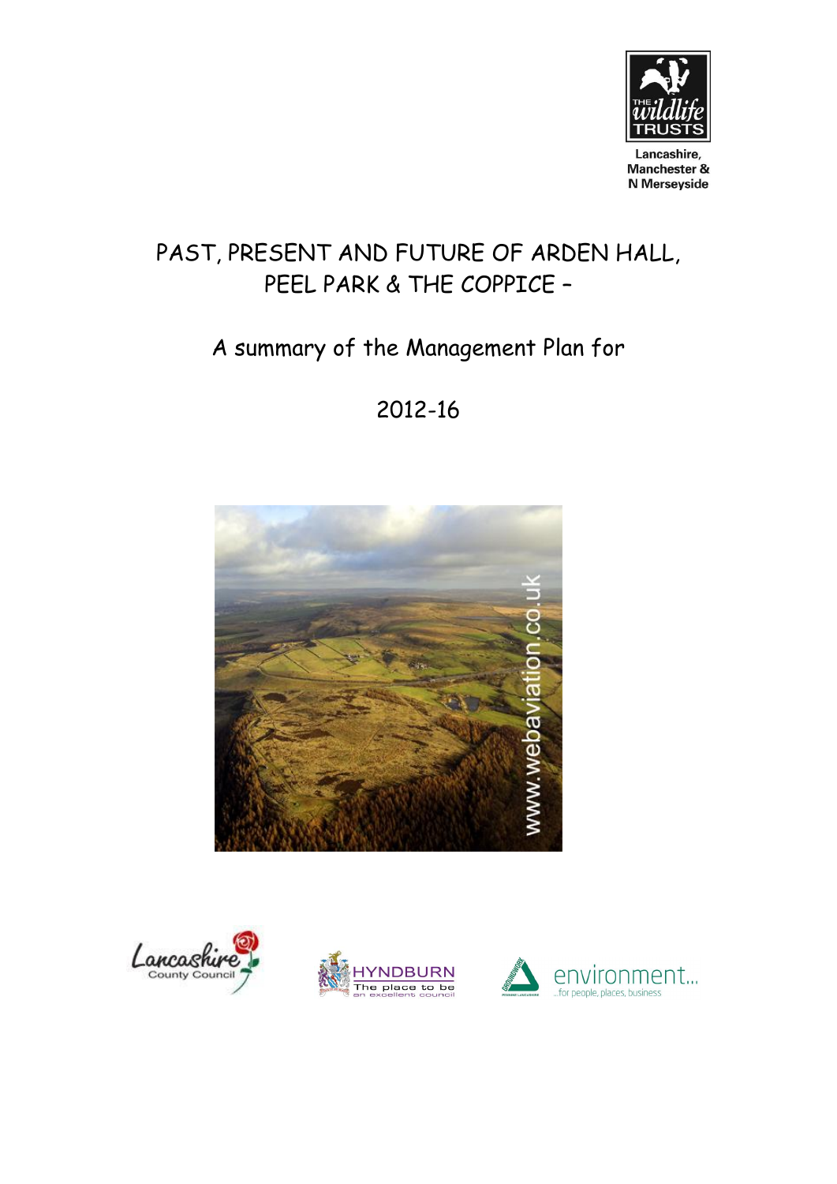Lancashire, Manchester & N Merseyside

# PAST, PRESENT AND FUTURE OF ARDEN HALL, PEEL PARK & THE COPPICE –

## A summary of the Management Plan for

## 2012-16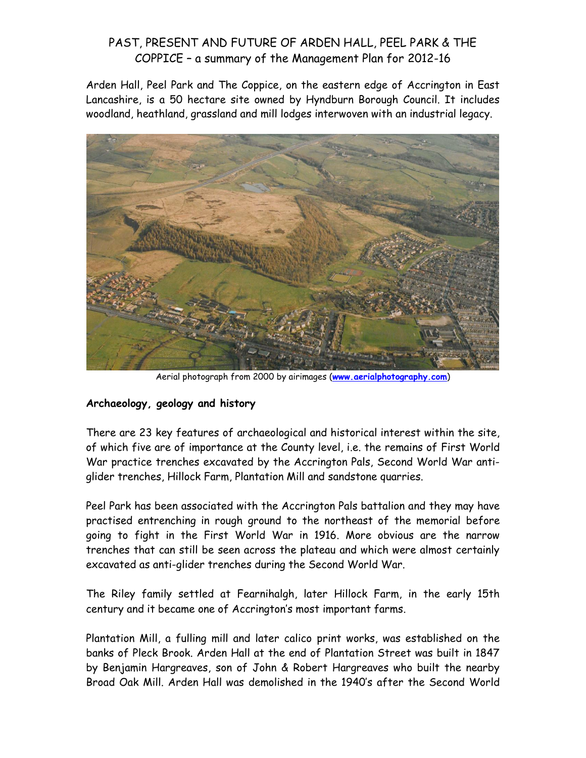# PAST, PRESENT AND FUTURE OF ARDEN HALL, PEEL PARK & THE COPPICE – a summary of the Management Plan for 2012-16

Arden Hall, Peel Park and The Coppice, on the eastern edge of Accrington in East Lancashire, is a 50 hectare site owned by Hyndburn Borough Council. It includes woodland, heathland, grassland and mill lodges interwoven with an industrial legacy.

Aerial photograph from 2000 by airimages (**www.aerialphotography.com**)

**Archaeology, geology and history**

There are 23 key features of archaeological and historical interest within the site, of which five are of importance at the County level, i.e. the remains of First World War practice trenches excavated by the Accrington Pals, Second World War anti-glider trenches, Hillock Farm, Plantation Mill and sandstone quarries.

Peel Park has been associated with the Accrington Pals battalion and they may have practised entrenching in rough ground to the northeast of the memorial before going to fight in the First World War in 1916. More obvious are the narrow trenches that can still be seen across the plateau and which were almost certainly excavated as anti-glider trenches during the Second World War.

The Riley family settled at Fearnihalgh, later Hillock Farm, in the early 15th century and it became one of Accrington's most important farms.

Plantation Mill, a fulling mill and later calico print works, was established on the banks of Pleck Brook. Arden Hall at the end of Plantation Street was built in 1847 by Benjamin Hargreaves, son of John & Robert Hargreaves who built the nearby Broad Oak Mill. Arden Hall was demolished in the 1940's after the Second World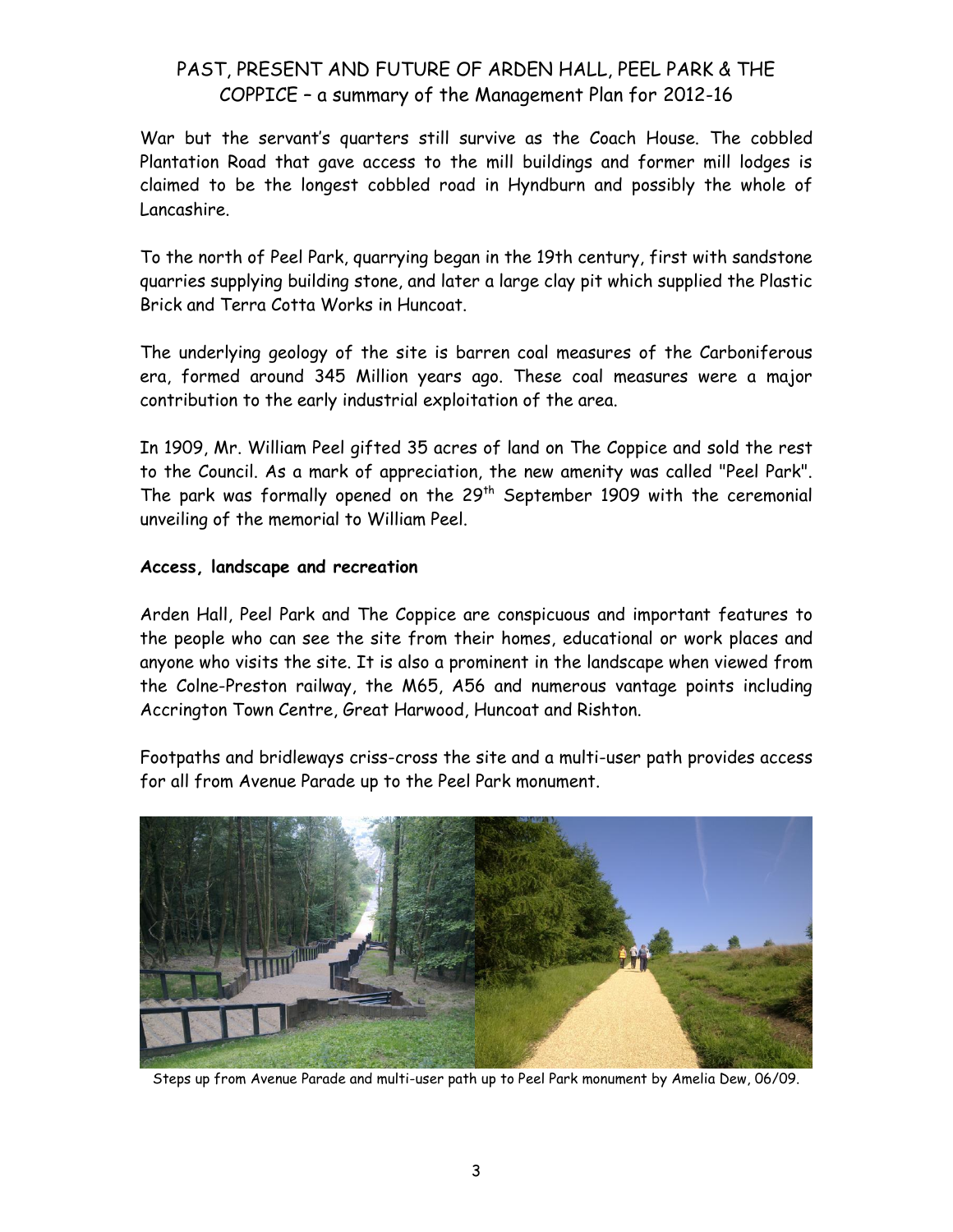War but the servant's quarters still survive as the Coach House. The cobbled Plantation Road that gave access to the mill buildings and former mill lodges is claimed to be the longest cobbled road in Hyndburn and possibly the whole of Lancashire.

To the north of Peel Park, quarrying began in the 19th century, first with sandstone quarries supplying building stone, and later a large clay pit which supplied the Plastic Brick and Terra Cotta Works in Huncoat.

The underlying geology of the site is barren coal measures of the Carboniferous era, formed around 345 Million years ago. These coal measures were a major contribution to the early industrial exploitation of the area.

In 1909, Mr. William Peel gifted 35 acres of land on The Coppice and sold the rest to the Council. As a mark of appreciation, the new amenity was called "Peel Park". The park was formally opened on the 29th September 1909 with the ceremonial unveiling of the memorial to William Peel.

**Access, landscape and recreation**

Arden Hall, Peel Park and The Coppice are conspicuous and important features to the people who can see the site from their homes, educational or work places and anyone who visits the site. It is also a prominent in the landscape when viewed from the Colne-Preston railway, the M65, A56 and numerous vantage points including Accrington Town Centre, Great Harwood, Huncoat and Rishton.

Footpaths and bridleways criss-cross the site and a multi-user path provides access for all from Avenue Parade up to the Peel Park monument.

Steps up from Avenue Parade and multi-user path up to Peel Park monument by Amelia Dew, 06/09.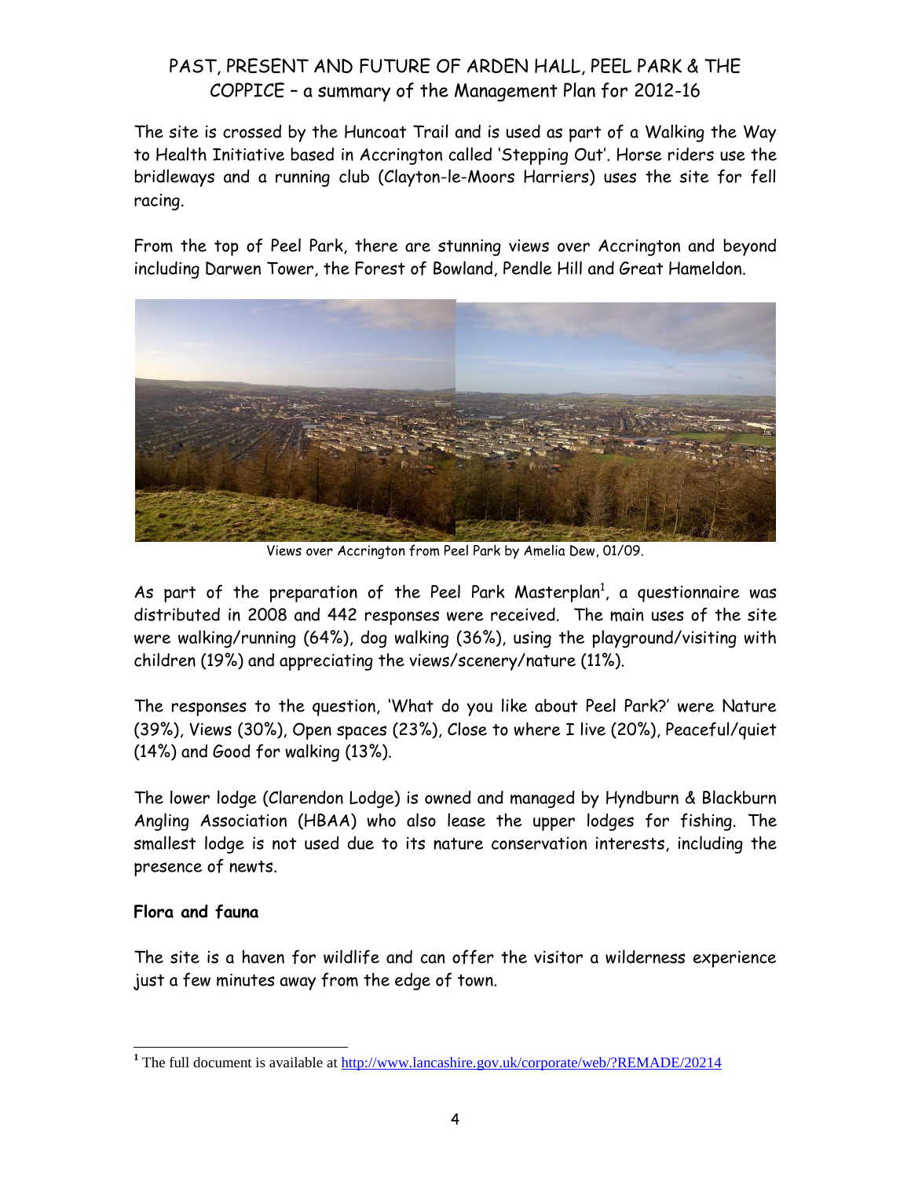The site is crossed by the Huncoat Trail and is used as part of a Walking the Way to Health Initiative based in Accrington called 'Stepping Out'. Horse riders use the bridleways and a running club (Clayton-le-Moors Harriers) uses the site for fell racing.

From the top of Peel Park, there are stunning views over Accrington and beyond including Darwen Tower, the Forest of Bowland, Pendle Hill and Great Hameldon.

Views over Accrington from Peel Park by Amelia Dew, 01/09.

As part of the preparation of the Peel Park Masterplan[1], a questionnaire was distributed in 2008 and 442 responses were received. The main uses of the site were walking/running (64%), dog walking (36%), using the playground/visiting with children (19%) and appreciating the views/scenery/nature (11%).

The responses to the question, 'What do you like about Peel Park?' were Nature (39%), Views (30%), Open spaces (23%), Close to where I live (20%), Peaceful/quiet (14%) and Good for walking (13%).

The lower lodge (Clarendon Lodge) is owned and managed by Hyndburn & Blackburn Angling Association (HBAA) who also lease the upper lodges for fishing. The smallest lodge is not used due to its nature conservation interests, including the presence of newts.

**Flora and fauna**

The site is a haven for wildlife and can offer the visitor a wilderness experience just a few minutes away from the edge of town.

---

[1] The full document is available at http://www.lancashire.gov.uk/corporate/web/?REMADE/20214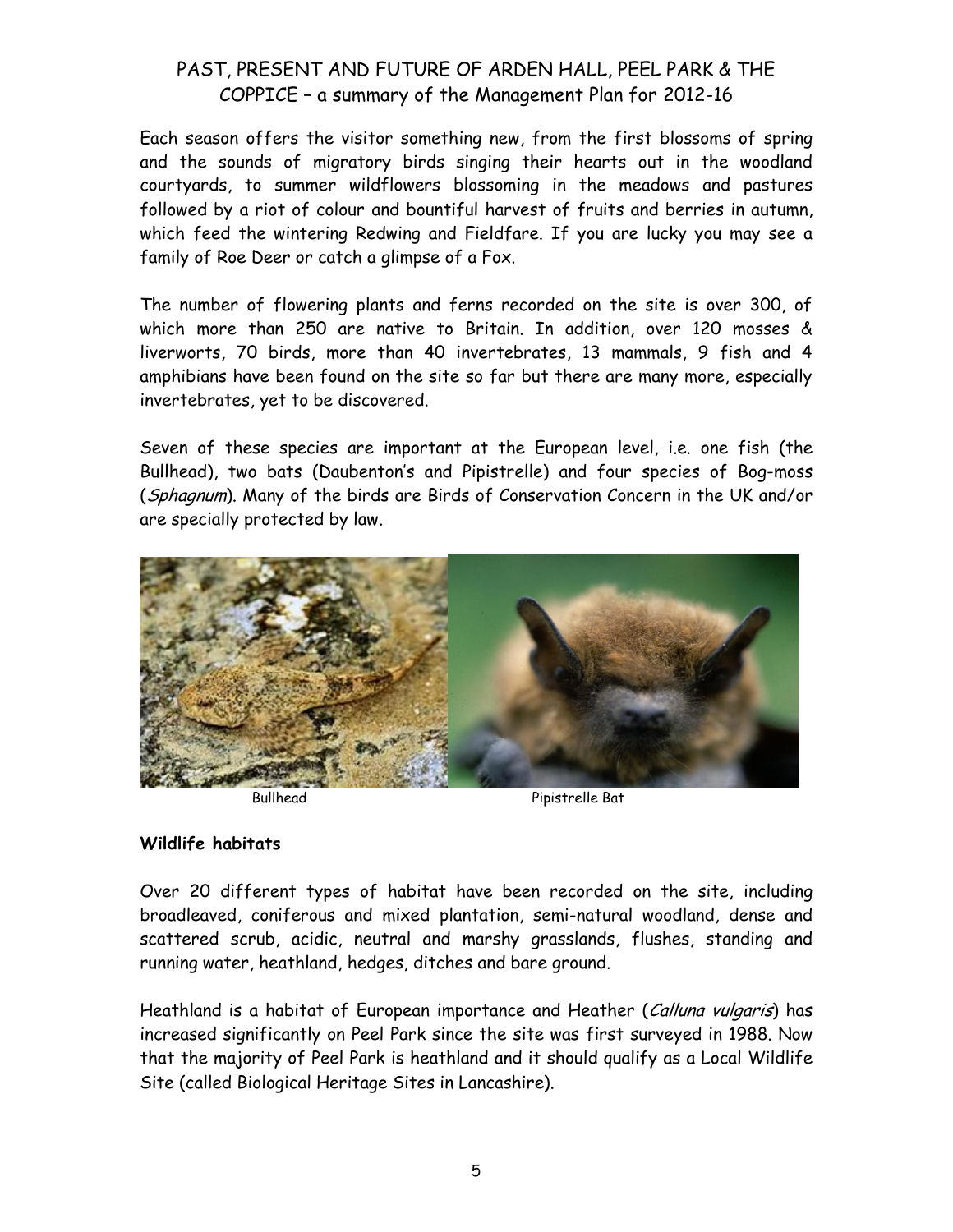Each season offers the visitor something new, from the first blossoms of spring and the sounds of migratory birds singing their hearts out in the woodland courtyards, to summer wildflowers blossoming in the meadows and pastures followed by a riot of colour and bountiful harvest of fruits and berries in autumn, which feed the wintering Redwing and Fieldfare. If you are lucky you may see a family of Roe Deer or catch a glimpse of a Fox.

The number of flowering plants and ferns recorded on the site is over 300, of which more than 250 are native to Britain. In addition, over 120 mosses & liverworts, 70 birds, more than 40 invertebrates, 13 mammals, 9 fish and 4 amphibians have been found on the site so far but there are many more, especially invertebrates, yet to be discovered.

Seven of these species are important at the European level, i.e. one fish (the Bullhead), two bats (Daubenton's and Pipistrelle) and four species of Bog-moss (*Sphagnum*). Many of the birds are Birds of Conservation Concern in the UK and/or are specially protected by law.

Bullhead

Pipistrelle Bat

**Wildlife habitats**

Over 20 different types of habitat have been recorded on the site, including broadleaved, coniferous and mixed plantation, semi-natural woodland, dense and scattered scrub, acidic, neutral and marshy grasslands, flushes, standing and running water, heathland, hedges, ditches and bare ground.

Heathland is a habitat of European importance and Heather (*Calluna vulgaris*) has increased significantly on Peel Park since the site was first surveyed in 1988. Now that the majority of Peel Park is heathland and it should qualify as a Local Wildlife Site (called Biological Heritage Sites in Lancashire).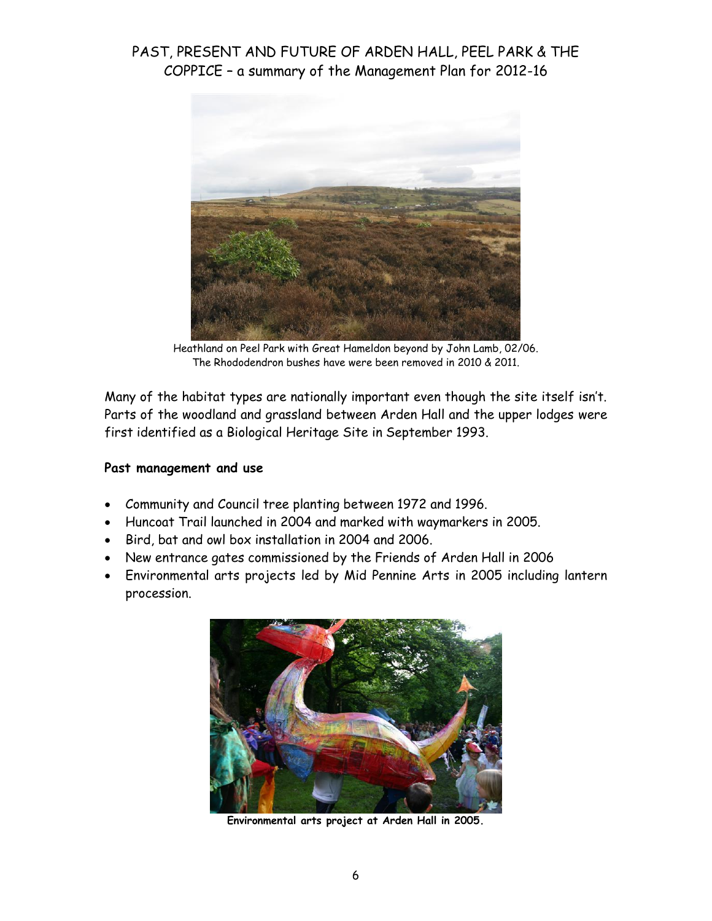# PAST, PRESENT AND FUTURE OF ARDEN HALL, PEEL PARK & THE COPPICE – a summary of the Management Plan for 2012-16

Heathland on Peel Park with Great Hameldon beyond by John Lamb, 02/06.
The Rhododendron bushes have were been removed in 2010 & 2011.

Many of the habitat types are nationally important even though the site itself isn't. Parts of the woodland and grassland between Arden Hall and the upper lodges were first identified as a Biological Heritage Site in September 1993.

**Past management and use**

- Community and Council tree planting between 1972 and 1996.
- Huncoat Trail launched in 2004 and marked with waymarkers in 2005.
- Bird, bat and owl box installation in 2004 and 2006.
- New entrance gates commissioned by the Friends of Arden Hall in 2006
- Environmental arts projects led by Mid Pennine Arts in 2005 including lantern procession.

**Environmental arts project at Arden Hall in 2005.**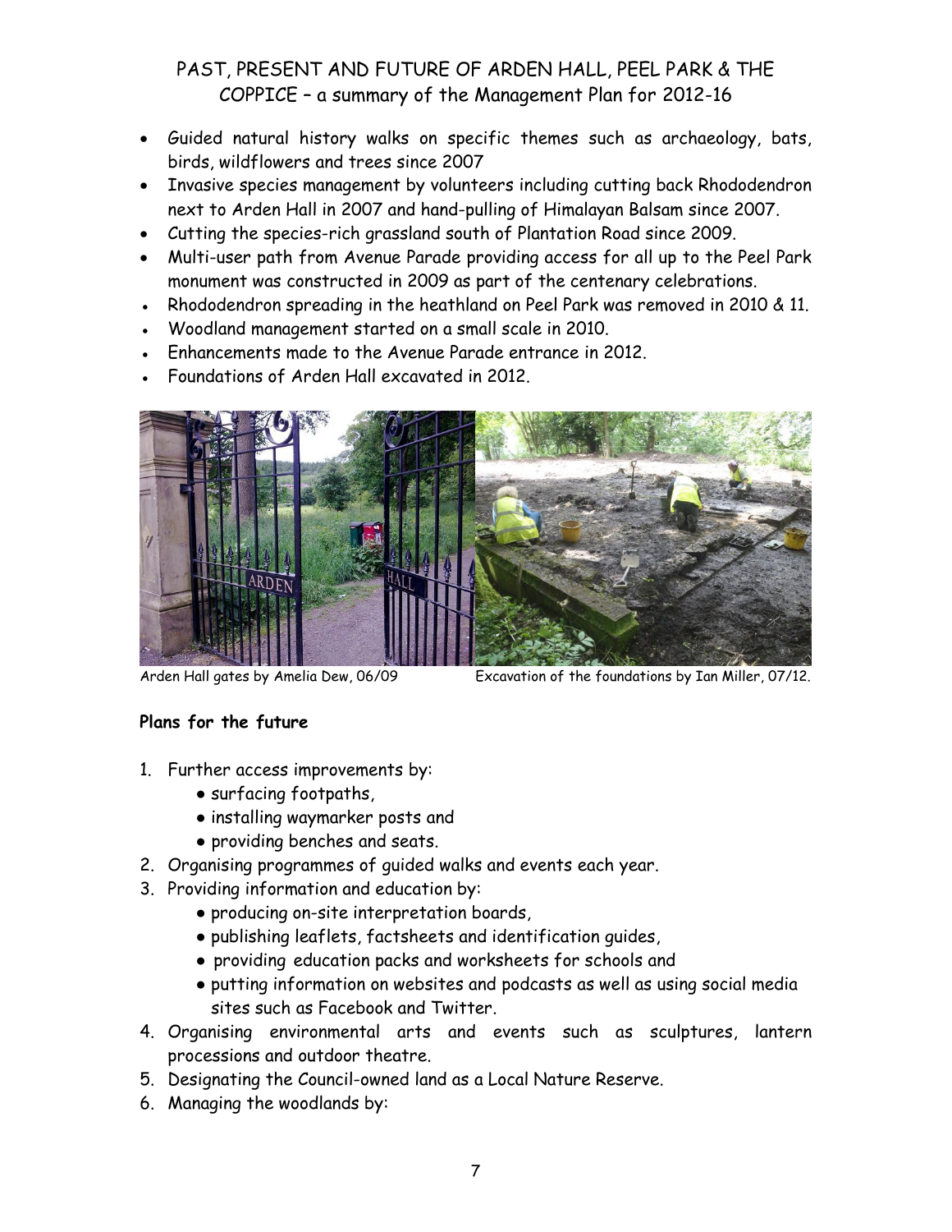# PAST, PRESENT AND FUTURE OF ARDEN HALL, PEEL PARK & THE COPPICE – a summary of the Management Plan for 2012-16

- Guided natural history walks on specific themes such as archaeology, bats, birds, wildflowers and trees since 2007
- Invasive species management by volunteers including cutting back Rhododendron next to Arden Hall in 2007 and hand-pulling of Himalayan Balsam since 2007.
- Cutting the species-rich grassland south of Plantation Road since 2009.
- Multi-user path from Avenue Parade providing access for all up to the Peel Park monument was constructed in 2009 as part of the centenary celebrations.
- Rhododendron spreading in the heathland on Peel Park was removed in 2010 & 11.
- Woodland management started on a small scale in 2010.
- Enhancements made to the Avenue Parade entrance in 2012.
- Foundations of Arden Hall excavated in 2012.

Arden Hall gates by Amelia Dew, 06/09

Excavation of the foundations by Ian Miller, 07/12.

**Plans for the future**

1. Further access improvements by:
   - surfacing footpaths,
   - installing waymarker posts and
   - providing benches and seats.
2. Organising programmes of guided walks and events each year.
3. Providing information and education by:
   - producing on-site interpretation boards,
   - publishing leaflets, factsheets and identification guides,
   - providing education packs and worksheets for schools and
   - putting information on websites and podcasts as well as using social media sites such as Facebook and Twitter.
4. Organising environmental arts and events such as sculptures, lantern processions and outdoor theatre.
5. Designating the Council-owned land as a Local Nature Reserve.
6. Managing the woodlands by: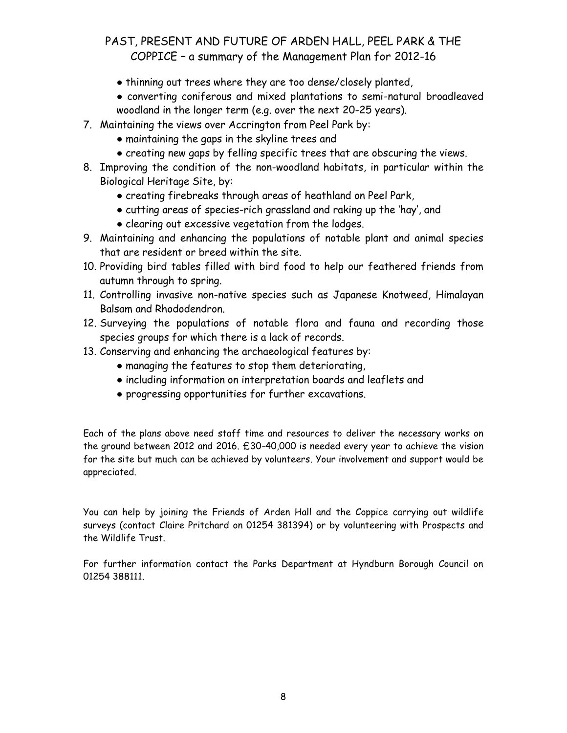- thinning out trees where they are too dense/closely planted,
- converting coniferous and mixed plantations to semi-natural broadleaved woodland in the longer term (e.g. over the next 20-25 years).

7. Maintaining the views over Accrington from Peel Park by:
   - maintaining the gaps in the skyline trees and
   - creating new gaps by felling specific trees that are obscuring the views.
8. Improving the condition of the non-woodland habitats, in particular within the Biological Heritage Site, by:
   - creating firebreaks through areas of heathland on Peel Park,
   - cutting areas of species-rich grassland and raking up the 'hay', and
   - clearing out excessive vegetation from the lodges.
9. Maintaining and enhancing the populations of notable plant and animal species that are resident or breed within the site.
10. Providing bird tables filled with bird food to help our feathered friends from autumn through to spring.
11. Controlling invasive non-native species such as Japanese Knotweed, Himalayan Balsam and Rhododendron.
12. Surveying the populations of notable flora and fauna and recording those species groups for which there is a lack of records.
13. Conserving and enhancing the archaeological features by:
    - managing the features to stop them deteriorating,
    - including information on interpretation boards and leaflets and
    - progressing opportunities for further excavations.

Each of the plans above need staff time and resources to deliver the necessary works on the ground between 2012 and 2016. £30-40,000 is needed every year to achieve the vision for the site but much can be achieved by volunteers. Your involvement and support would be appreciated.

You can help by joining the Friends of Arden Hall and the Coppice carrying out wildlife surveys (contact Claire Pritchard on 01254 381394) or by volunteering with Prospects and the Wildlife Trust.

For further information contact the Parks Department at Hyndburn Borough Council on 01254 388111.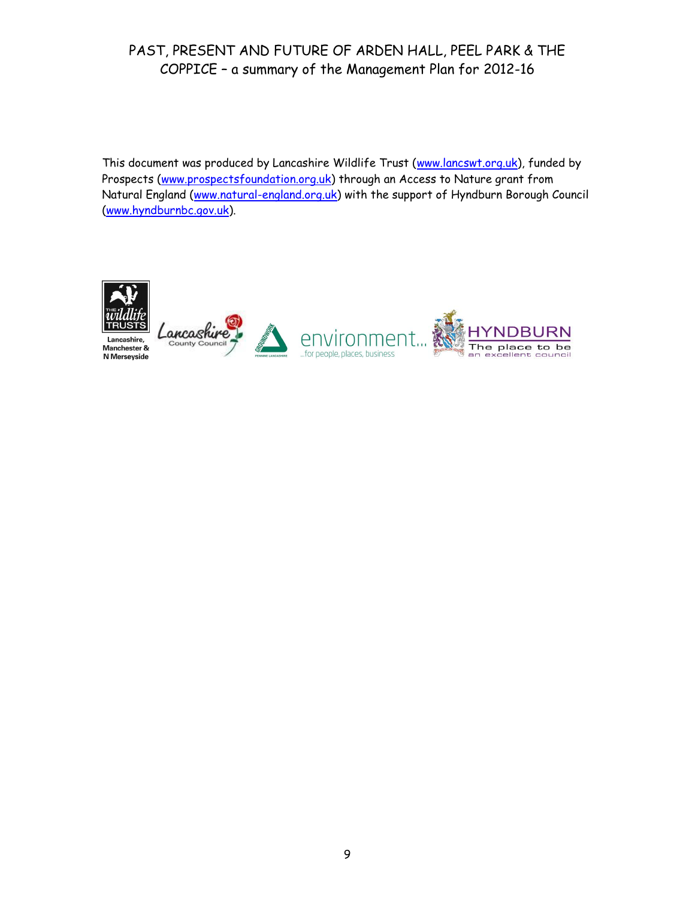This document was produced by Lancashire Wildlife Trust (www.lancswt.org.uk), funded by Prospects (www.prospectsfoundation.org.uk) through an Access to Nature grant from Natural England (www.natural-england.org.uk) with the support of Hyndburn Borough Council (www.hyndburnbc.gov.uk).